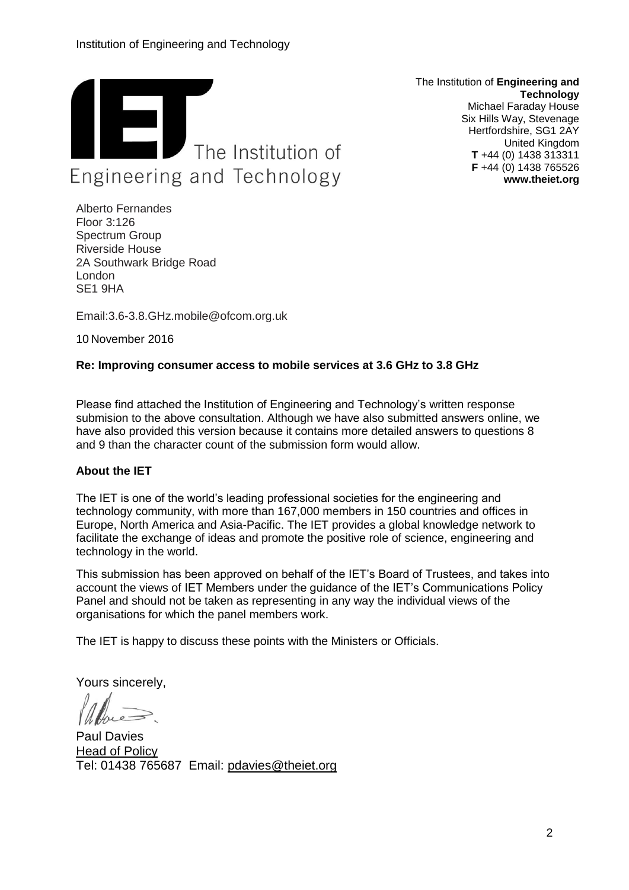The Institution of **Engineering and Technology**
Michael Faraday House
Six Hills Way, Stevenage
Hertfordshire, SG1 2AY
United Kingdom
**T** +44 (0) 1438 313311
**F** +44 (0) 1438 765526
**www.theiet.org**

Alberto Fernandes
Floor 3:126
Spectrum Group
Riverside House
2A Southwark Bridge Road
London
SE1 9HA

Email:3.6-3.8.GHz.mobile@ofcom.org.uk

10 November 2016

**Re: Improving consumer access to mobile services at 3.6 GHz to 3.8 GHz**

Please find attached the Institution of Engineering and Technology's written response submision to the above consultation. Although we have also submitted answers online, we have also provided this version because it contains more detailed answers to questions 8 and 9 than the character count of the submission form would allow.

**About the IET**

The IET is one of the world's leading professional societies for the engineering and technology community, with more than 167,000 members in 150 countries and offices in Europe, North America and Asia-Pacific. The IET provides a global knowledge network to facilitate the exchange of ideas and promote the positive role of science, engineering and technology in the world.

This submission has been approved on behalf of the IET's Board of Trustees, and takes into account the views of IET Members under the guidance of the IET's Communications Policy Panel and should not be taken as representing in any way the individual views of the organisations for which the panel members work.

The IET is happy to discuss these points with the Ministers or Officials.

Yours sincerely,

Paul Davies
Head of Policy
Tel: 01438 765687 Email: pdavies@theiet.org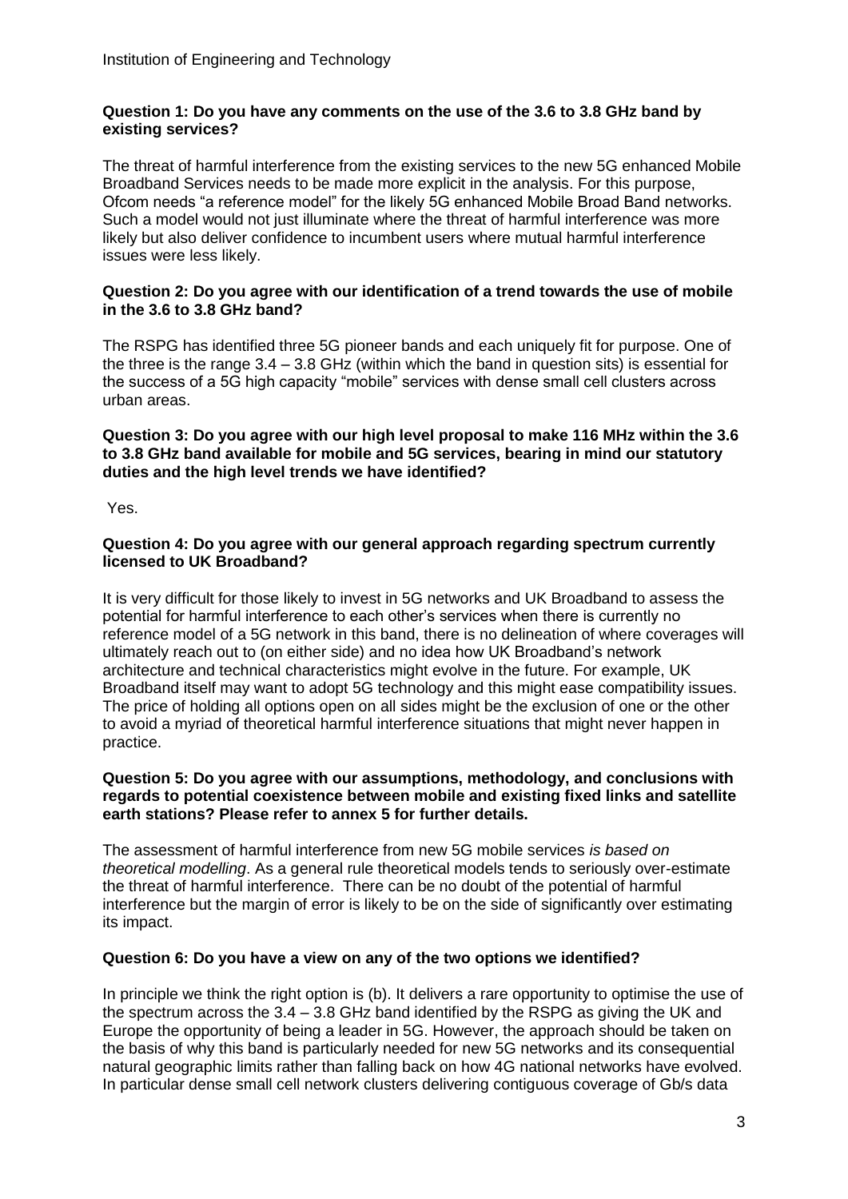**Question 1: Do you have any comments on the use of the 3.6 to 3.8 GHz band by existing services?**

The threat of harmful interference from the existing services to the new 5G enhanced Mobile Broadband Services needs to be made more explicit in the analysis. For this purpose, Ofcom needs "a reference model" for the likely 5G enhanced Mobile Broad Band networks. Such a model would not just illuminate where the threat of harmful interference was more likely but also deliver confidence to incumbent users where mutual harmful interference issues were less likely.

**Question 2: Do you agree with our identification of a trend towards the use of mobile in the 3.6 to 3.8 GHz band?**

The RSPG has identified three 5G pioneer bands and each uniquely fit for purpose. One of the three is the range 3.4 – 3.8 GHz (within which the band in question sits) is essential for the success of a 5G high capacity "mobile" services with dense small cell clusters across urban areas.

**Question 3: Do you agree with our high level proposal to make 116 MHz within the 3.6 to 3.8 GHz band available for mobile and 5G services, bearing in mind our statutory duties and the high level trends we have identified?**

Yes.

**Question 4: Do you agree with our general approach regarding spectrum currently licensed to UK Broadband?**

It is very difficult for those likely to invest in 5G networks and UK Broadband to assess the potential for harmful interference to each other's services when there is currently no reference model of a 5G network in this band, there is no delineation of where coverages will ultimately reach out to (on either side) and no idea how UK Broadband's network architecture and technical characteristics might evolve in the future. For example, UK Broadband itself may want to adopt 5G technology and this might ease compatibility issues. The price of holding all options open on all sides might be the exclusion of one or the other to avoid a myriad of theoretical harmful interference situations that might never happen in practice.

**Question 5: Do you agree with our assumptions, methodology, and conclusions with regards to potential coexistence between mobile and existing fixed links and satellite earth stations? Please refer to annex 5 for further details.**

The assessment of harmful interference from new 5G mobile services *is based on theoretical modelling*. As a general rule theoretical models tends to seriously over-estimate the threat of harmful interference. There can be no doubt of the potential of harmful interference but the margin of error is likely to be on the side of significantly over estimating its impact.

**Question 6: Do you have a view on any of the two options we identified?**

In principle we think the right option is (b). It delivers a rare opportunity to optimise the use of the spectrum across the 3.4 – 3.8 GHz band identified by the RSPG as giving the UK and Europe the opportunity of being a leader in 5G. However, the approach should be taken on the basis of why this band is particularly needed for new 5G networks and its consequential natural geographic limits rather than falling back on how 4G national networks have evolved. In particular dense small cell network clusters delivering contiguous coverage of Gb/s data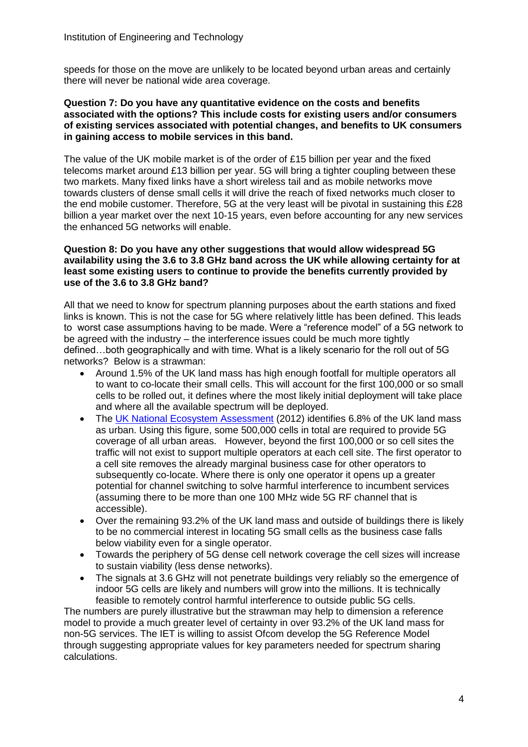speeds for those on the move are unlikely to be located beyond urban areas and certainly there will never be national wide area coverage.

**Question 7: Do you have any quantitative evidence on the costs and benefits associated with the options? This include costs for existing users and/or consumers of existing services associated with potential changes, and benefits to UK consumers in gaining access to mobile services in this band.**

The value of the UK mobile market is of the order of £15 billion per year and the fixed telecoms market around £13 billion per year. 5G will bring a tighter coupling between these two markets. Many fixed links have a short wireless tail and as mobile networks move towards clusters of dense small cells it will drive the reach of fixed networks much closer to the end mobile customer. Therefore, 5G at the very least will be pivotal in sustaining this £28 billion a year market over the next 10-15 years, even before accounting for any new services the enhanced 5G networks will enable.

**Question 8: Do you have any other suggestions that would allow widespread 5G availability using the 3.6 to 3.8 GHz band across the UK while allowing certainty for at least some existing users to continue to provide the benefits currently provided by use of the 3.6 to 3.8 GHz band?**

All that we need to know for spectrum planning purposes about the earth stations and fixed links is known. This is not the case for 5G where relatively little has been defined. This leads to worst case assumptions having to be made. Were a "reference model" of a 5G network to be agreed with the industry – the interference issues could be much more tightly defined…both geographically and with time. What is a likely scenario for the roll out of 5G networks? Below is a strawman:

- Around 1.5% of the UK land mass has high enough footfall for multiple operators all to want to co-locate their small cells. This will account for the first 100,000 or so small cells to be rolled out, it defines where the most likely initial deployment will take place and where all the available spectrum will be deployed.
- The UK National Ecosystem Assessment (2012) identifies 6.8% of the UK land mass as urban. Using this figure, some 500,000 cells in total are required to provide 5G coverage of all urban areas. However, beyond the first 100,000 or so cell sites the traffic will not exist to support multiple operators at each cell site. The first operator to a cell site removes the already marginal business case for other operators to subsequently co-locate. Where there is only one operator it opens up a greater potential for channel switching to solve harmful interference to incumbent services (assuming there to be more than one 100 MHz wide 5G RF channel that is accessible).
- Over the remaining 93.2% of the UK land mass and outside of buildings there is likely to be no commercial interest in locating 5G small cells as the business case falls below viability even for a single operator.
- Towards the periphery of 5G dense cell network coverage the cell sizes will increase to sustain viability (less dense networks).
- The signals at 3.6 GHz will not penetrate buildings very reliably so the emergence of indoor 5G cells are likely and numbers will grow into the millions. It is technically feasible to remotely control harmful interference to outside public 5G cells.

The numbers are purely illustrative but the strawman may help to dimension a reference model to provide a much greater level of certainty in over 93.2% of the UK land mass for non-5G services. The IET is willing to assist Ofcom develop the 5G Reference Model through suggesting appropriate values for key parameters needed for spectrum sharing calculations.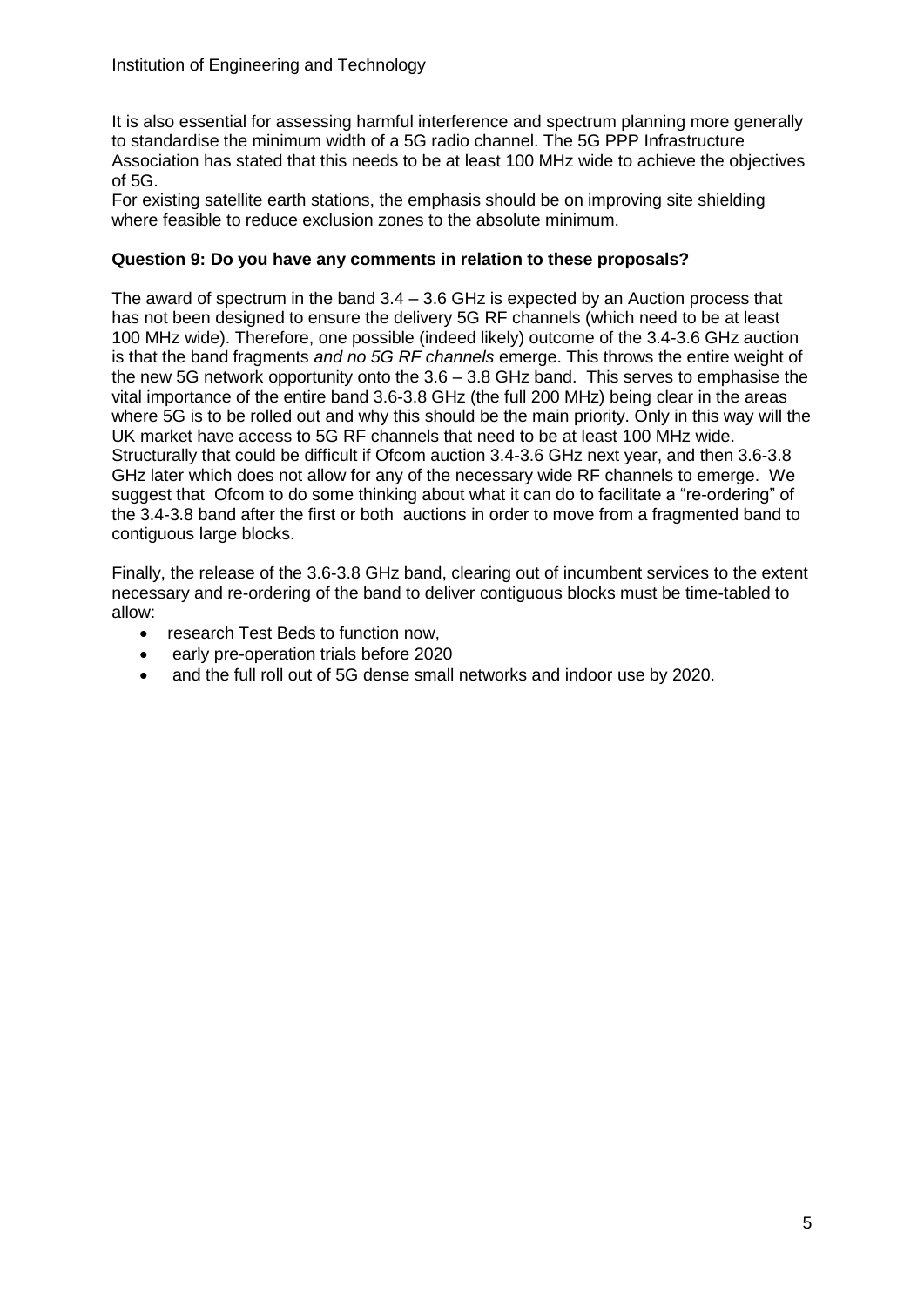It is also essential for assessing harmful interference and spectrum planning more generally to standardise the minimum width of a 5G radio channel. The 5G PPP Infrastructure Association has stated that this needs to be at least 100 MHz wide to achieve the objectives of 5G.

For existing satellite earth stations, the emphasis should be on improving site shielding where feasible to reduce exclusion zones to the absolute minimum.

**Question 9: Do you have any comments in relation to these proposals?**

The award of spectrum in the band 3.4 – 3.6 GHz is expected by an Auction process that has not been designed to ensure the delivery 5G RF channels (which need to be at least 100 MHz wide). Therefore, one possible (indeed likely) outcome of the 3.4-3.6 GHz auction is that the band fragments *and no 5G RF channels* emerge. This throws the entire weight of the new 5G network opportunity onto the 3.6 – 3.8 GHz band. This serves to emphasise the vital importance of the entire band 3.6-3.8 GHz (the full 200 MHz) being clear in the areas where 5G is to be rolled out and why this should be the main priority. Only in this way will the UK market have access to 5G RF channels that need to be at least 100 MHz wide. Structurally that could be difficult if Ofcom auction 3.4-3.6 GHz next year, and then 3.6-3.8 GHz later which does not allow for any of the necessary wide RF channels to emerge. We suggest that Ofcom to do some thinking about what it can do to facilitate a "re-ordering" of the 3.4-3.8 band after the first or both auctions in order to move from a fragmented band to contiguous large blocks.

Finally, the release of the 3.6-3.8 GHz band, clearing out of incumbent services to the extent necessary and re-ordering of the band to deliver contiguous blocks must be time-tabled to allow:

- research Test Beds to function now,
- early pre-operation trials before 2020
- and the full roll out of 5G dense small networks and indoor use by 2020.